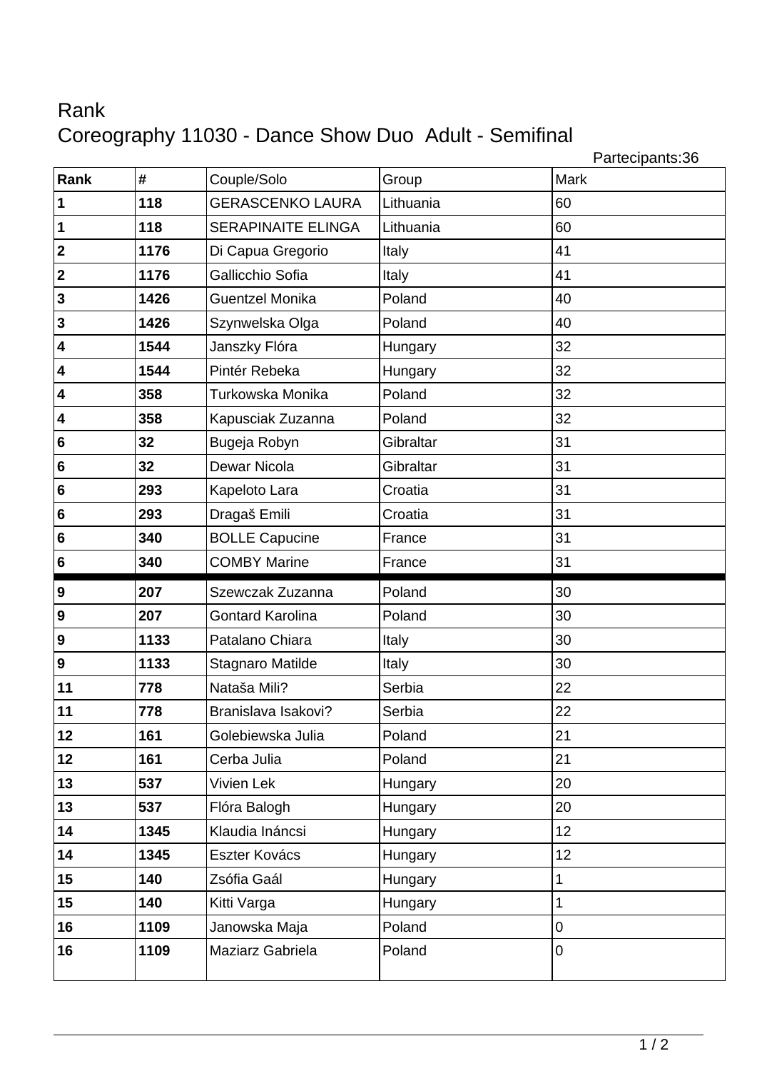# Rank

## Coreography 11030 - Dance Show Duo Adult - Semifinal

Partecipants:36

| Rank | # | Couple/Solo | Group | Mark |
|---|---|---|---|---|
| **1** | **118** | GERASCENKO LAURA | Lithuania | 60 |
| **1** | **118** | SERAPINAITE ELINGA | Lithuania | 60 |
| **2** | **1176** | Di Capua Gregorio | Italy | 41 |
| **2** | **1176** | Gallicchio Sofia | Italy | 41 |
| **3** | **1426** | Guentzel Monika | Poland | 40 |
| **3** | **1426** | Szynwelska Olga | Poland | 40 |
| **4** | **1544** | Janszky Flóra | Hungary | 32 |
| **4** | **1544** | Pintér Rebeka | Hungary | 32 |
| **4** | **358** | Turkowska Monika | Poland | 32 |
| **4** | **358** | Kapusciak Zuzanna | Poland | 32 |
| **6** | **32** | Bugeja Robyn | Gibraltar | 31 |
| **6** | **32** | Dewar Nicola | Gibraltar | 31 |
| **6** | **293** | Kapeloto Lara | Croatia | 31 |
| **6** | **293** | Dragaš Emili | Croatia | 31 |
| **6** | **340** | BOLLE Capucine | France | 31 |
| **6** | **340** | COMBY Marine | France | 31 |
| **9** | **207** | Szewczak Zuzanna | Poland | 30 |
| **9** | **207** | Gontard Karolina | Poland | 30 |
| **9** | **1133** | Patalano Chiara | Italy | 30 |
| **9** | **1133** | Stagnaro Matilde | Italy | 30 |
| **11** | **778** | Nataša Mili? | Serbia | 22 |
| **11** | **778** | Branislava Isakovi? | Serbia | 22 |
| **12** | **161** | Golebiewska Julia | Poland | 21 |
| **12** | **161** | Cerba Julia | Poland | 21 |
| **13** | **537** | Vivien Lek | Hungary | 20 |
| **13** | **537** | Flóra Balogh | Hungary | 20 |
| **14** | **1345** | Klaudia Ináncsi | Hungary | 12 |
| **14** | **1345** | Eszter Kovács | Hungary | 12 |
| **15** | **140** | Zsófia Gaál | Hungary | 1 |
| **15** | **140** | Kitti Varga | Hungary | 1 |
| **16** | **1109** | Janowska Maja | Poland | 0 |
| **16** | **1109** | Maziarz Gabriela | Poland | 0 |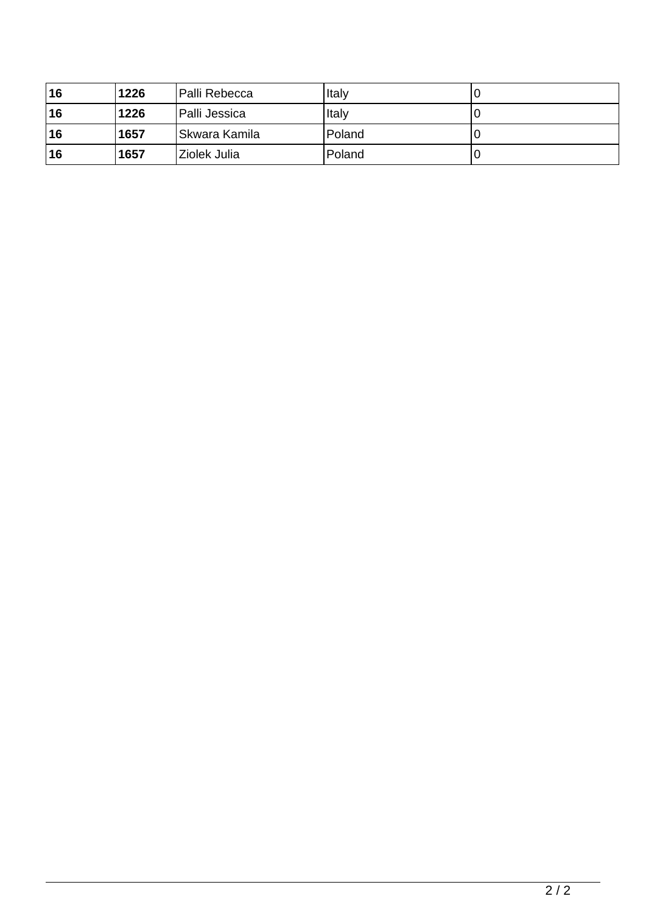| | | | | |
|---|---|---|---|---|
| **16** | **1226** | Palli Rebecca | Italy | 0 |
| **16** | **1226** | Palli Jessica | Italy | 0 |
| **16** | **1657** | Skwara Kamila | Poland | 0 |
| **16** | **1657** | Ziolek Julia | Poland | 0 |